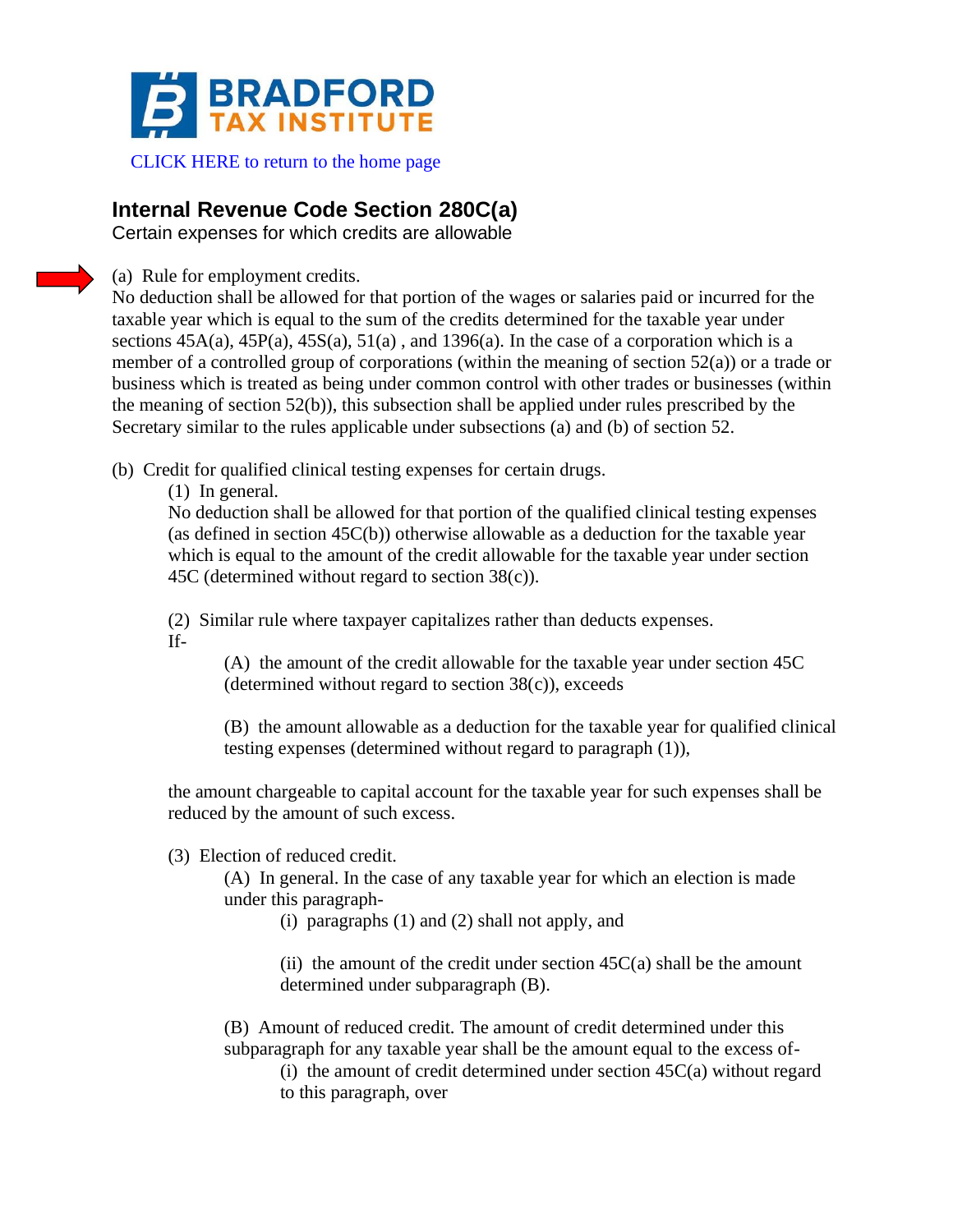BRADFORD TAX INSTITUTE

CLICK HERE to return to the home page

## Internal Revenue Code Section 280C(a)

Certain expenses for which credits are allowable

(a) Rule for employment credits.
No deduction shall be allowed for that portion of the wages or salaries paid or incurred for the taxable year which is equal to the sum of the credits determined for the taxable year under sections 45A(a), 45P(a), 45S(a), 51(a) , and 1396(a). In the case of a corporation which is a member of a controlled group of corporations (within the meaning of section 52(a)) or a trade or business which is treated as being under common control with other trades or businesses (within the meaning of section 52(b)), this subsection shall be applied under rules prescribed by the Secretary similar to the rules applicable under subsections (a) and (b) of section 52.

(b) Credit for qualified clinical testing expenses for certain drugs.

(1) In general.
No deduction shall be allowed for that portion of the qualified clinical testing expenses (as defined in section 45C(b)) otherwise allowable as a deduction for the taxable year which is equal to the amount of the credit allowable for the taxable year under section 45C (determined without regard to section 38(c)).

(2) Similar rule where taxpayer capitalizes rather than deducts expenses.
If-

(A) the amount of the credit allowable for the taxable year under section 45C (determined without regard to section 38(c)), exceeds

(B) the amount allowable as a deduction for the taxable year for qualified clinical testing expenses (determined without regard to paragraph (1)),

the amount chargeable to capital account for the taxable year for such expenses shall be reduced by the amount of such excess.

(3) Election of reduced credit.

(A) In general. In the case of any taxable year for which an election is made under this paragraph-

(i) paragraphs (1) and (2) shall not apply, and

(ii) the amount of the credit under section 45C(a) shall be the amount determined under subparagraph (B).

(B) Amount of reduced credit. The amount of credit determined under this subparagraph for any taxable year shall be the amount equal to the excess of-

(i) the amount of credit determined under section 45C(a) without regard to this paragraph, over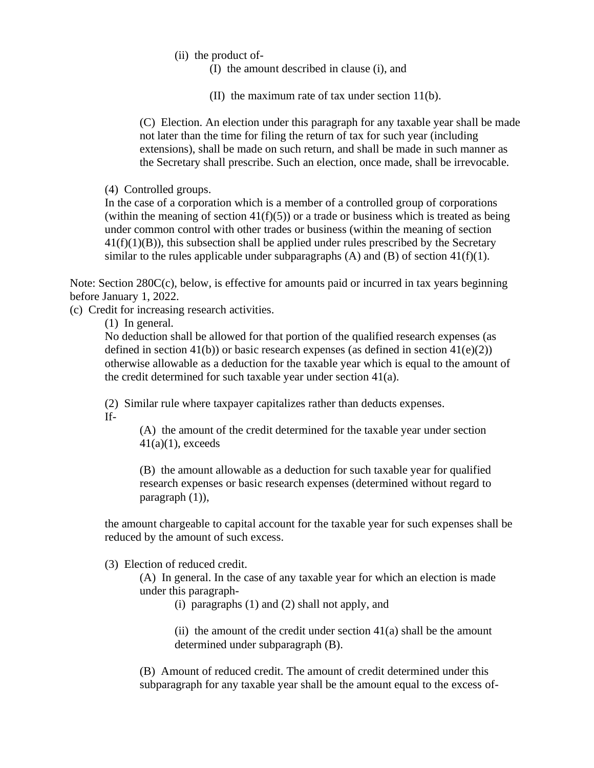(ii) the product of-

(I) the amount described in clause (i), and

(II) the maximum rate of tax under section 11(b).

(C) Election. An election under this paragraph for any taxable year shall be made not later than the time for filing the return of tax for such year (including extensions), shall be made on such return, and shall be made in such manner as the Secretary shall prescribe. Such an election, once made, shall be irrevocable.

(4) Controlled groups.

In the case of a corporation which is a member of a controlled group of corporations (within the meaning of section 41(f)(5)) or a trade or business which is treated as being under common control with other trades or business (within the meaning of section 41(f)(1)(B)), this subsection shall be applied under rules prescribed by the Secretary similar to the rules applicable under subparagraphs (A) and (B) of section 41(f)(1).

Note: Section 280C(c), below, is effective for amounts paid or incurred in tax years beginning before January 1, 2022.

(c) Credit for increasing research activities.

(1) In general.

No deduction shall be allowed for that portion of the qualified research expenses (as defined in section 41(b)) or basic research expenses (as defined in section 41(e)(2)) otherwise allowable as a deduction for the taxable year which is equal to the amount of the credit determined for such taxable year under section 41(a).

(2) Similar rule where taxpayer capitalizes rather than deducts expenses.

If-

(A) the amount of the credit determined for the taxable year under section 41(a)(1), exceeds

(B) the amount allowable as a deduction for such taxable year for qualified research expenses or basic research expenses (determined without regard to paragraph (1)),

the amount chargeable to capital account for the taxable year for such expenses shall be reduced by the amount of such excess.

(3) Election of reduced credit.

(A) In general. In the case of any taxable year for which an election is made under this paragraph-

(i) paragraphs (1) and (2) shall not apply, and

(ii) the amount of the credit under section 41(a) shall be the amount determined under subparagraph (B).

(B) Amount of reduced credit. The amount of credit determined under this subparagraph for any taxable year shall be the amount equal to the excess of-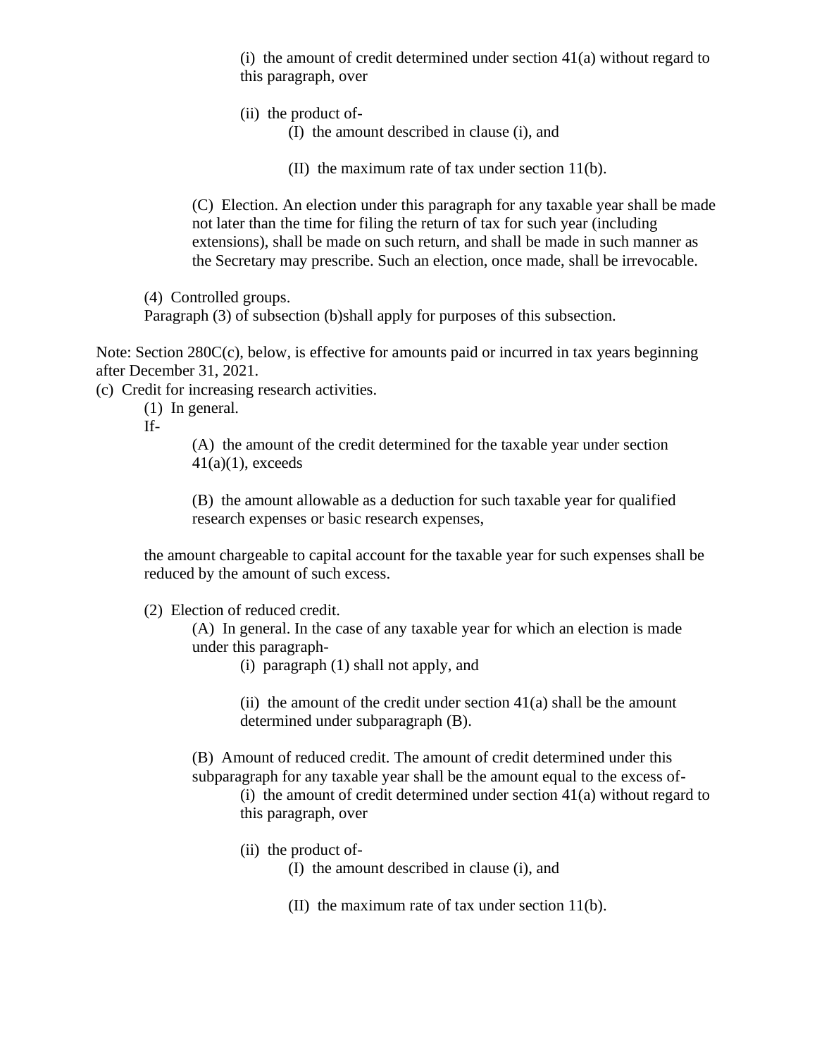(i) the amount of credit determined under section 41(a) without regard to this paragraph, over

(ii) the product of-

(I) the amount described in clause (i), and

(II) the maximum rate of tax under section 11(b).

(C) Election. An election under this paragraph for any taxable year shall be made not later than the time for filing the return of tax for such year (including extensions), shall be made on such return, and shall be made in such manner as the Secretary may prescribe. Such an election, once made, shall be irrevocable.

(4) Controlled groups.
Paragraph (3) of subsection (b)shall apply for purposes of this subsection.

Note: Section 280C(c), below, is effective for amounts paid or incurred in tax years beginning after December 31, 2021.

(c) Credit for increasing research activities.

(1) In general.
If-

(A) the amount of the credit determined for the taxable year under section 41(a)(1), exceeds

(B) the amount allowable as a deduction for such taxable year for qualified research expenses or basic research expenses,

the amount chargeable to capital account for the taxable year for such expenses shall be reduced by the amount of such excess.

(2) Election of reduced credit.

(A) In general. In the case of any taxable year for which an election is made under this paragraph-

(i) paragraph (1) shall not apply, and

(ii) the amount of the credit under section 41(a) shall be the amount determined under subparagraph (B).

(B) Amount of reduced credit. The amount of credit determined under this subparagraph for any taxable year shall be the amount equal to the excess of-

(i) the amount of credit determined under section 41(a) without regard to this paragraph, over

(ii) the product of-

(I) the amount described in clause (i), and

(II) the maximum rate of tax under section 11(b).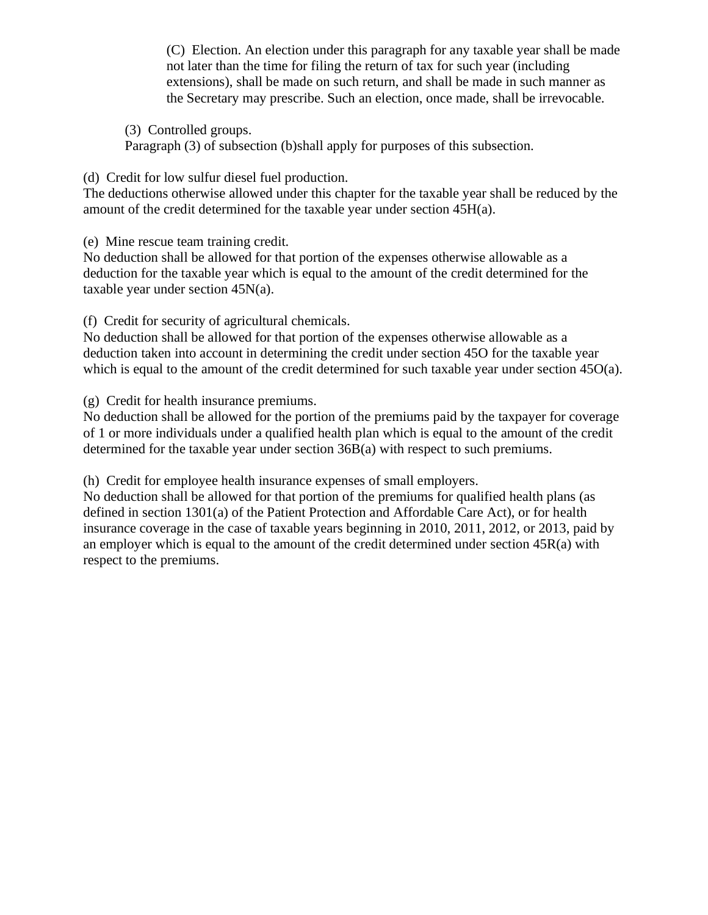(C) Election. An election under this paragraph for any taxable year shall be made not later than the time for filing the return of tax for such year (including extensions), shall be made on such return, and shall be made in such manner as the Secretary may prescribe. Such an election, once made, shall be irrevocable.

(3) Controlled groups.
Paragraph (3) of subsection (b)shall apply for purposes of this subsection.

(d) Credit for low sulfur diesel fuel production.
The deductions otherwise allowed under this chapter for the taxable year shall be reduced by the amount of the credit determined for the taxable year under section 45H(a).

(e) Mine rescue team training credit.
No deduction shall be allowed for that portion of the expenses otherwise allowable as a deduction for the taxable year which is equal to the amount of the credit determined for the taxable year under section 45N(a).

(f) Credit for security of agricultural chemicals.
No deduction shall be allowed for that portion of the expenses otherwise allowable as a deduction taken into account in determining the credit under section 45O for the taxable year which is equal to the amount of the credit determined for such taxable year under section 45O(a).

(g) Credit for health insurance premiums.
No deduction shall be allowed for the portion of the premiums paid by the taxpayer for coverage of 1 or more individuals under a qualified health plan which is equal to the amount of the credit determined for the taxable year under section 36B(a) with respect to such premiums.

(h) Credit for employee health insurance expenses of small employers.
No deduction shall be allowed for that portion of the premiums for qualified health plans (as defined in section 1301(a) of the Patient Protection and Affordable Care Act), or for health insurance coverage in the case of taxable years beginning in 2010, 2011, 2012, or 2013, paid by an employer which is equal to the amount of the credit determined under section 45R(a) with respect to the premiums.